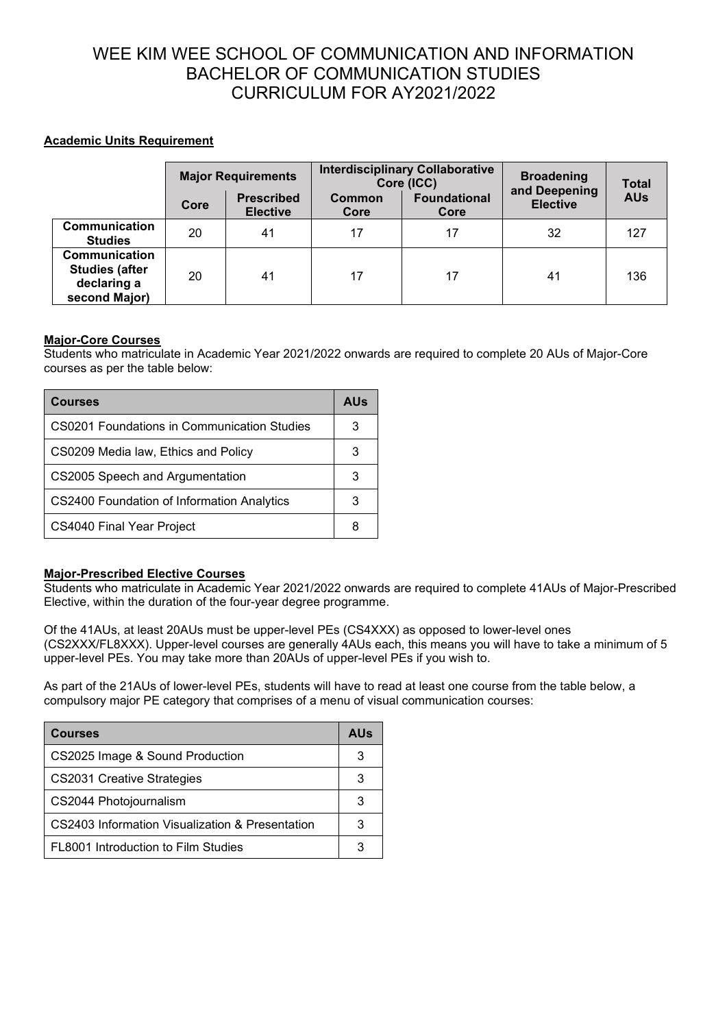# WEE KIM WEE SCHOOL OF COMMUNICATION AND INFORMATION
# BACHELOR OF COMMUNICATION STUDIES
# CURRICULUM FOR AY2021/2022

**Academic Units Requirement**

| | Major Requirements | | Interdisciplinary Collaborative Core (ICC) | | Broadening and Deepening Elective | Total AUs |
|---|---|---|---|---|---|---|
| | Core | Prescribed Elective | Common Core | Foundational Core | | |
| **Communication Studies** | 20 | 41 | 17 | 17 | 32 | 127 |
| **Communication Studies (after declaring a second Major)** | 20 | 41 | 17 | 17 | 41 | 136 |

**Major-Core Courses**

Students who matriculate in Academic Year 2021/2022 onwards are required to complete 20 AUs of Major-Core courses as per the table below:

| Courses | AUs |
|---|---|
| CS0201 Foundations in Communication Studies | 3 |
| CS0209 Media law, Ethics and Policy | 3 |
| CS2005 Speech and Argumentation | 3 |
| CS2400 Foundation of Information Analytics | 3 |
| CS4040 Final Year Project | 8 |

**Major-Prescribed Elective Courses**

Students who matriculate in Academic Year 2021/2022 onwards are required to complete 41AUs of Major-Prescribed Elective, within the duration of the four-year degree programme.

Of the 41AUs, at least 20AUs must be upper-level PEs (CS4XXX) as opposed to lower-level ones (CS2XXX/FL8XXX). Upper-level courses are generally 4AUs each, this means you will have to take a minimum of 5 upper-level PEs. You may take more than 20AUs of upper-level PEs if you wish to.

As part of the 21AUs of lower-level PEs, students will have to read at least one course from the table below, a compulsory major PE category that comprises of a menu of visual communication courses:

| Courses | AUs |
|---|---|
| CS2025 Image & Sound Production | 3 |
| CS2031 Creative Strategies | 3 |
| CS2044 Photojournalism | 3 |
| CS2403 Information Visualization & Presentation | 3 |
| FL8001 Introduction to Film Studies | 3 |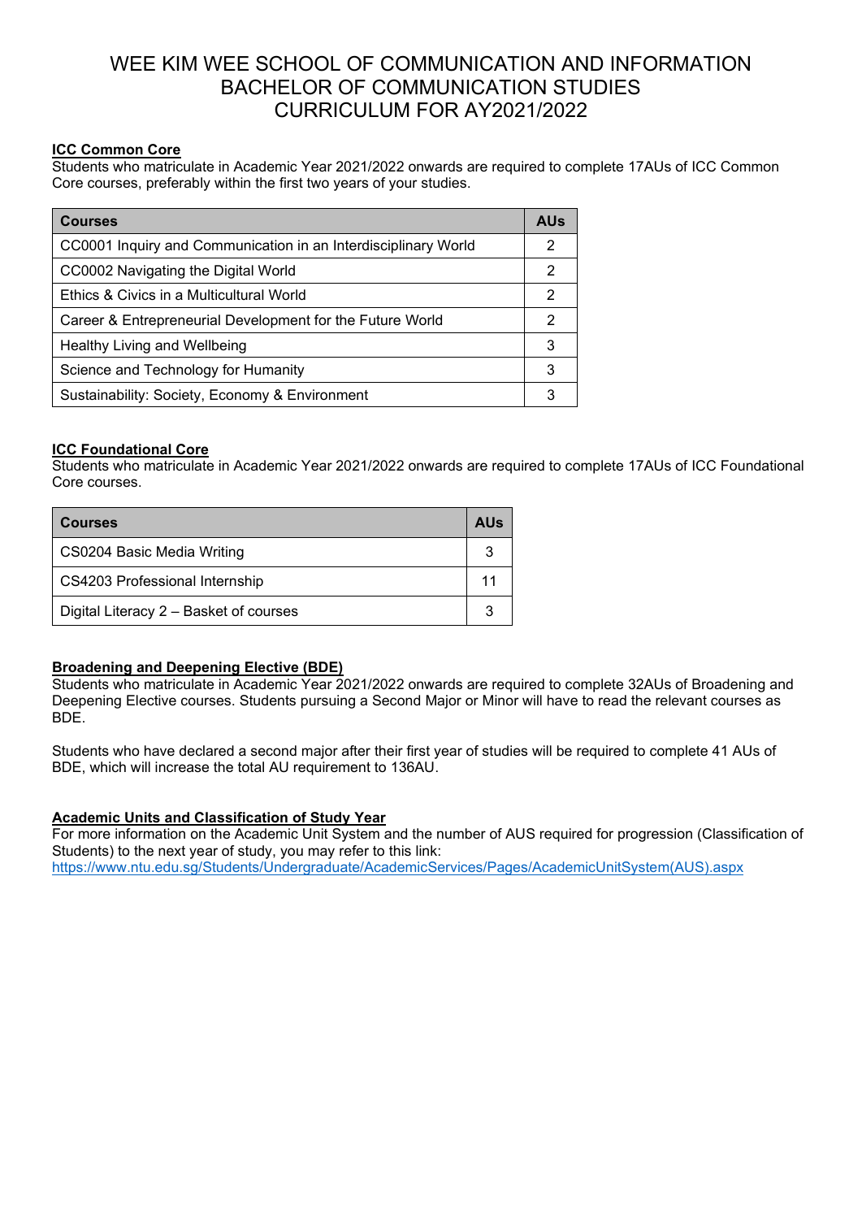# WEE KIM WEE SCHOOL OF COMMUNICATION AND INFORMATION
# BACHELOR OF COMMUNICATION STUDIES
# CURRICULUM FOR AY2021/2022

**ICC Common Core**

Students who matriculate in Academic Year 2021/2022 onwards are required to complete 17AUs of ICC Common Core courses, preferably within the first two years of your studies.

| Courses | AUs |
|---|---|
| CC0001 Inquiry and Communication in an Interdisciplinary World | 2 |
| CC0002 Navigating the Digital World | 2 |
| Ethics & Civics in a Multicultural World | 2 |
| Career & Entrepreneurial Development for the Future World | 2 |
| Healthy Living and Wellbeing | 3 |
| Science and Technology for Humanity | 3 |
| Sustainability: Society, Economy & Environment | 3 |

**ICC Foundational Core**

Students who matriculate in Academic Year 2021/2022 onwards are required to complete 17AUs of ICC Foundational Core courses.

| Courses | AUs |
|---|---|
| CS0204 Basic Media Writing | 3 |
| CS4203 Professional Internship | 11 |
| Digital Literacy 2 – Basket of courses | 3 |

**Broadening and Deepening Elective (BDE)**

Students who matriculate in Academic Year 2021/2022 onwards are required to complete 32AUs of Broadening and Deepening Elective courses. Students pursuing a Second Major or Minor will have to read the relevant courses as BDE.

Students who have declared a second major after their first year of studies will be required to complete 41 AUs of BDE, which will increase the total AU requirement to 136AU.

**Academic Units and Classification of Study Year**

For more information on the Academic Unit System and the number of AUS required for progression (Classification of Students) to the next year of study, you may refer to this link:
https://www.ntu.edu.sg/Students/Undergraduate/AcademicServices/Pages/AcademicUnitSystem(AUS).aspx